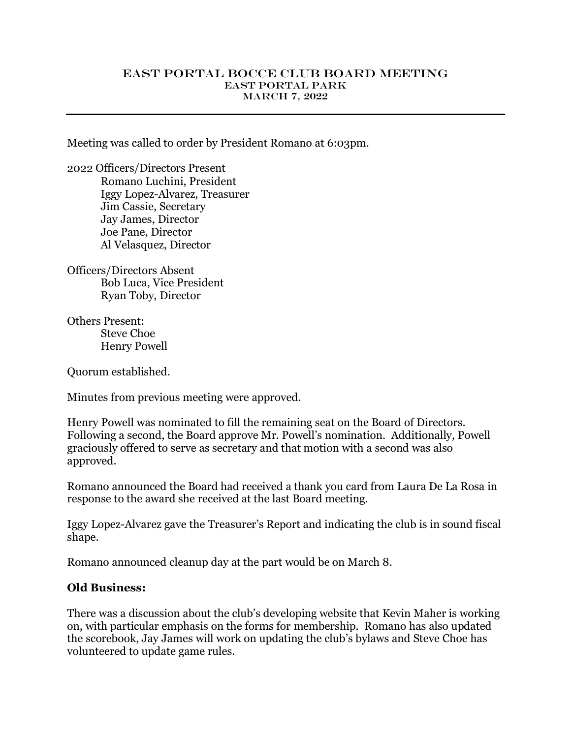# East Portal Bocce Club Board Meeting
## East Portal Park
## March 7, 2022

---

Meeting was called to order by President Romano at 6:03pm.

2022 Officers/Directors Present
- Romano Luchini, President
- Iggy Lopez-Alvarez, Treasurer
- Jim Cassie, Secretary
- Jay James, Director
- Joe Pane, Director
- Al Velasquez, Director

Officers/Directors Absent
- Bob Luca, Vice President
- Ryan Toby, Director

Others Present:
- Steve Choe
- Henry Powell

Quorum established.

Minutes from previous meeting were approved.

Henry Powell was nominated to fill the remaining seat on the Board of Directors. Following a second, the Board approve Mr. Powell's nomination. Additionally, Powell graciously offered to serve as secretary and that motion with a second was also approved.

Romano announced the Board had received a thank you card from Laura De La Rosa in response to the award she received at the last Board meeting.

Iggy Lopez-Alvarez gave the Treasurer's Report and indicating the club is in sound fiscal shape.

Romano announced cleanup day at the part would be on March 8.

**Old Business:**

There was a discussion about the club's developing website that Kevin Maher is working on, with particular emphasis on the forms for membership. Romano has also updated the scorebook, Jay James will work on updating the club's bylaws and Steve Choe has volunteered to update game rules.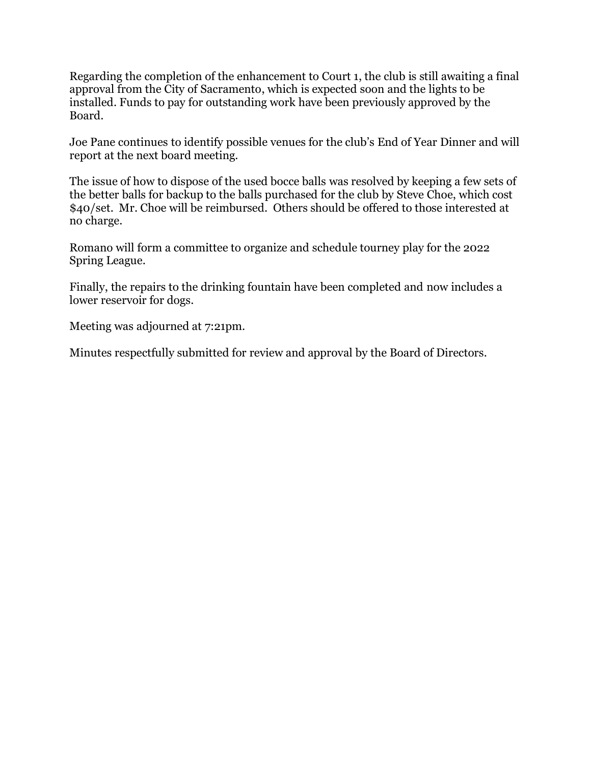Regarding the completion of the enhancement to Court 1, the club is still awaiting a final approval from the City of Sacramento, which is expected soon and the lights to be installed. Funds to pay for outstanding work have been previously approved by the Board.

Joe Pane continues to identify possible venues for the club's End of Year Dinner and will report at the next board meeting.

The issue of how to dispose of the used bocce balls was resolved by keeping a few sets of the better balls for backup to the balls purchased for the club by Steve Choe, which cost $40/set. Mr. Choe will be reimbursed. Others should be offered to those interested at no charge.

Romano will form a committee to organize and schedule tourney play for the 2022 Spring League.

Finally, the repairs to the drinking fountain have been completed and now includes a lower reservoir for dogs.

Meeting was adjourned at 7:21pm.

Minutes respectfully submitted for review and approval by the Board of Directors.